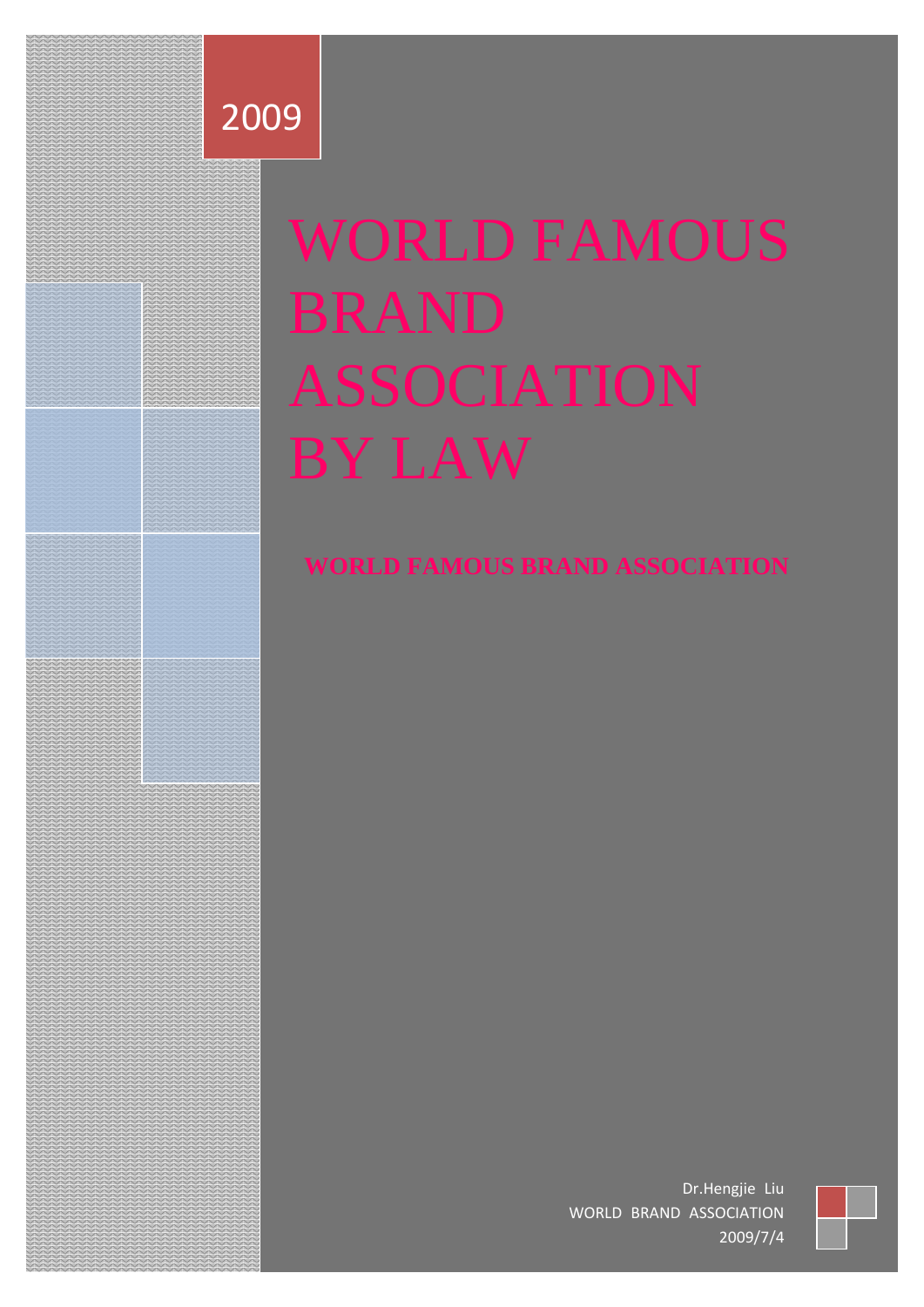2009

# WORLD FAMOUS BRAND ASSOCIATION BY LAW

**WORLD FAMOUS BRAND ASSOCIATION**

Dr.Hengjie Liu
WORLD BRAND ASSOCIATION
2009/7/4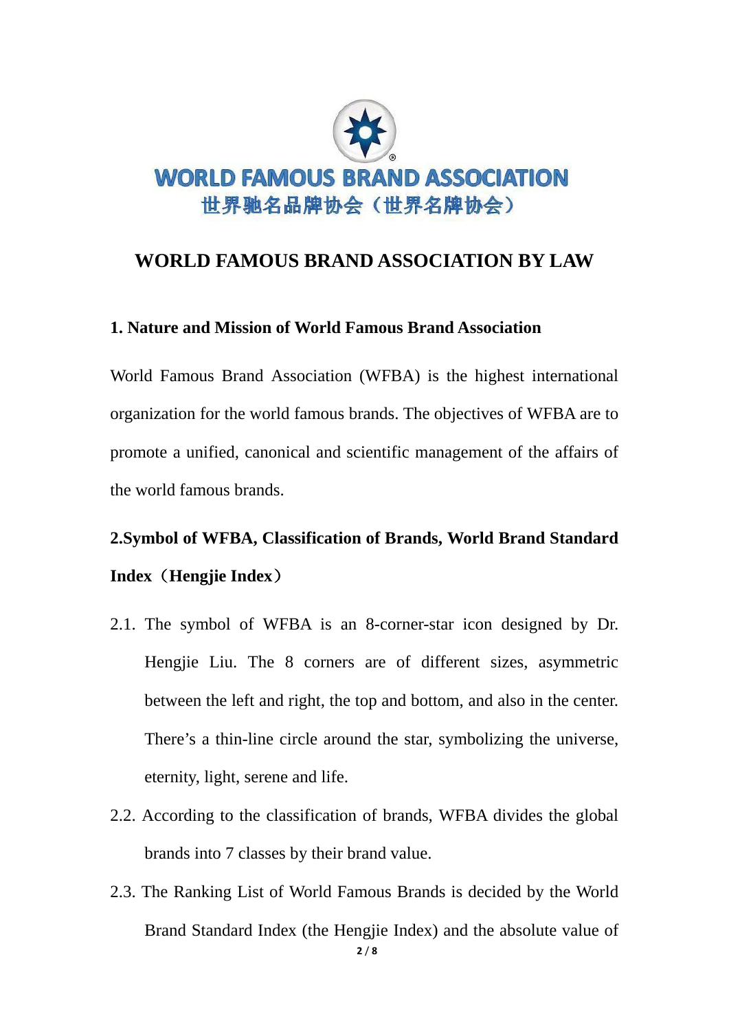WORLD FAMOUS BRAND ASSOCIATION

世界驰名品牌协会（世界名牌协会）

# WORLD FAMOUS BRAND ASSOCIATION BY LAW

## 1. Nature and Mission of World Famous Brand Association

World Famous Brand Association (WFBA) is the highest international organization for the world famous brands. The objectives of WFBA are to promote a unified, canonical and scientific management of the affairs of the world famous brands.

## 2.Symbol of WFBA, Classification of Brands, World Brand Standard Index（Hengjie Index）

2.1. The symbol of WFBA is an 8-corner-star icon designed by Dr. Hengjie Liu. The 8 corners are of different sizes, asymmetric between the left and right, the top and bottom, and also in the center. There's a thin-line circle around the star, symbolizing the universe, eternity, light, serene and life.

2.2. According to the classification of brands, WFBA divides the global brands into 7 classes by their brand value.

2.3. The Ranking List of World Famous Brands is decided by the World Brand Standard Index (the Hengjie Index) and the absolute value of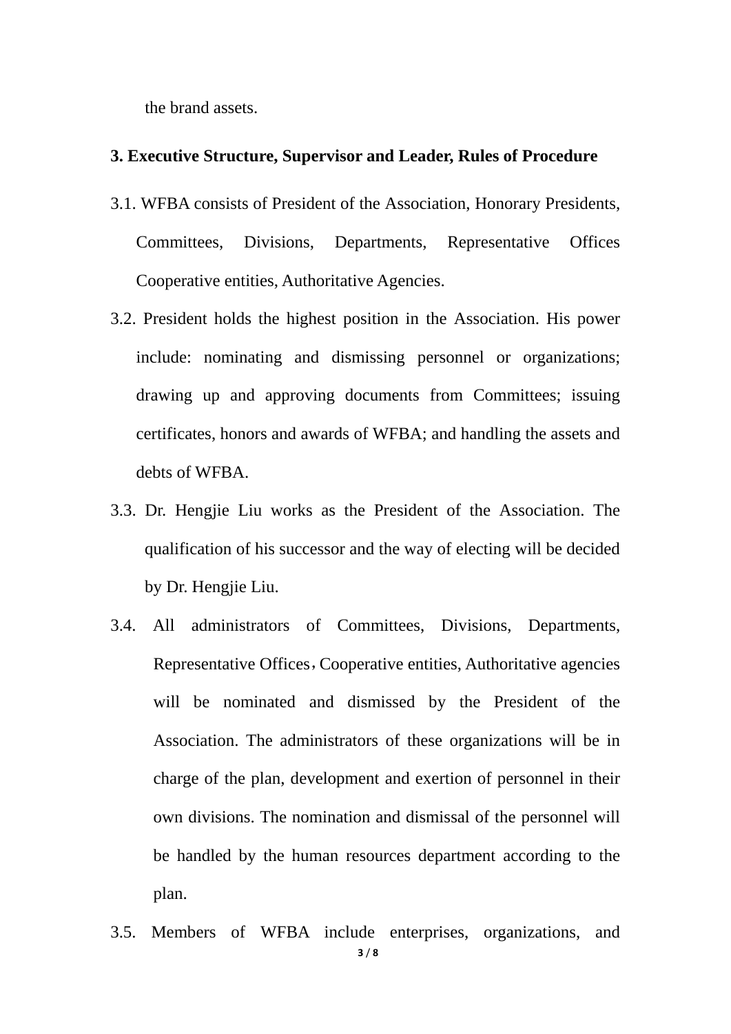the brand assets.

**3. Executive Structure, Supervisor and Leader, Rules of Procedure**

3.1. WFBA consists of President of the Association, Honorary Presidents, Committees, Divisions, Departments, Representative Offices Cooperative entities, Authoritative Agencies.

3.2. President holds the highest position in the Association. His power include: nominating and dismissing personnel or organizations; drawing up and approving documents from Committees; issuing certificates, honors and awards of WFBA; and handling the assets and debts of WFBA.

3.3. Dr. Hengjie Liu works as the President of the Association. The qualification of his successor and the way of electing will be decided by Dr. Hengjie Liu.

3.4. All administrators of Committees, Divisions, Departments, Representative Offices，Cooperative entities, Authoritative agencies will be nominated and dismissed by the President of the Association. The administrators of these organizations will be in charge of the plan, development and exertion of personnel in their own divisions. The nomination and dismissal of the personnel will be handled by the human resources department according to the plan.

3.5. Members of WFBA include enterprises, organizations, and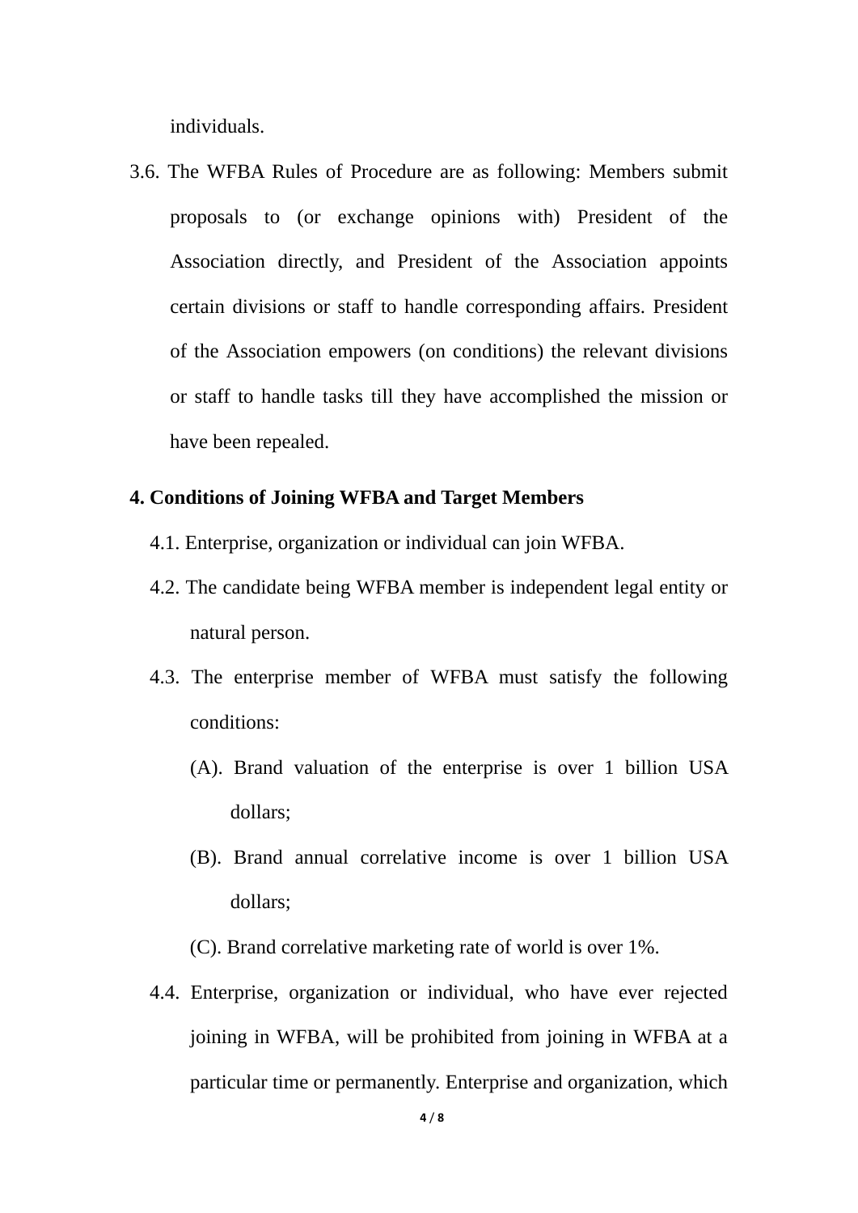individuals.

3.6. The WFBA Rules of Procedure are as following: Members submit proposals to (or exchange opinions with) President of the Association directly, and President of the Association appoints certain divisions or staff to handle corresponding affairs. President of the Association empowers (on conditions) the relevant divisions or staff to handle tasks till they have accomplished the mission or have been repealed.

## 4. Conditions of Joining WFBA and Target Members

4.1. Enterprise, organization or individual can join WFBA.

4.2. The candidate being WFBA member is independent legal entity or natural person.

4.3. The enterprise member of WFBA must satisfy the following conditions:

(A). Brand valuation of the enterprise is over 1 billion USA dollars;

(B). Brand annual correlative income is over 1 billion USA dollars;

(C). Brand correlative marketing rate of world is over 1%.

4.4. Enterprise, organization or individual, who have ever rejected joining in WFBA, will be prohibited from joining in WFBA at a particular time or permanently. Enterprise and organization, which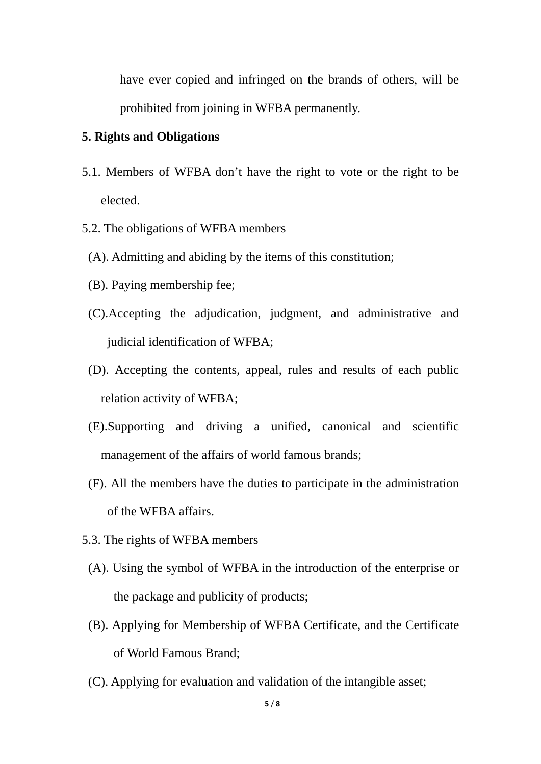have ever copied and infringed on the brands of others, will be prohibited from joining in WFBA permanently.

**5. Rights and Obligations**

5.1. Members of WFBA don’t have the right to vote or the right to be elected.

5.2. The obligations of WFBA members

(A). Admitting and abiding by the items of this constitution;

(B). Paying membership fee;

(C).Accepting the adjudication, judgment, and administrative and judicial identification of WFBA;

(D). Accepting the contents, appeal, rules and results of each public relation activity of WFBA;

(E).Supporting and driving a unified, canonical and scientific management of the affairs of world famous brands;

(F). All the members have the duties to participate in the administration of the WFBA affairs.

5.3. The rights of WFBA members

(A). Using the symbol of WFBA in the introduction of the enterprise or the package and publicity of products;

(B). Applying for Membership of WFBA Certificate, and the Certificate of World Famous Brand;

(C). Applying for evaluation and validation of the intangible asset;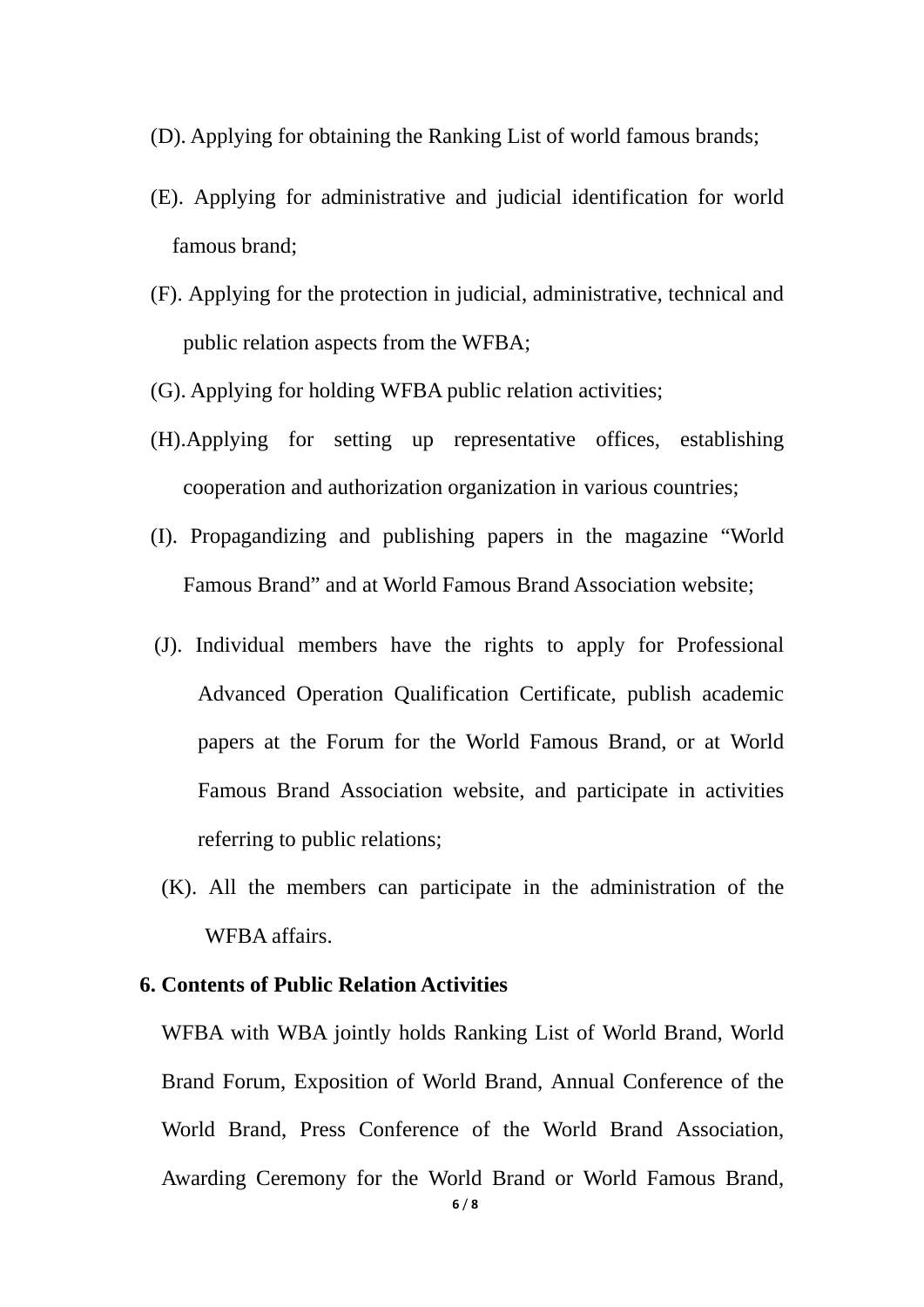(D). Applying for obtaining the Ranking List of world famous brands;

(E). Applying for administrative and judicial identification for world famous brand;

(F). Applying for the protection in judicial, administrative, technical and public relation aspects from the WFBA;

(G). Applying for holding WFBA public relation activities;

(H).Applying for setting up representative offices, establishing cooperation and authorization organization in various countries;

(I). Propagandizing and publishing papers in the magazine "World Famous Brand" and at World Famous Brand Association website;

(J). Individual members have the rights to apply for Professional Advanced Operation Qualification Certificate, publish academic papers at the Forum for the World Famous Brand, or at World Famous Brand Association website, and participate in activities referring to public relations;

(K). All the members can participate in the administration of the WFBA affairs.

**6. Contents of Public Relation Activities**

WFBA with WBA jointly holds Ranking List of World Brand, World Brand Forum, Exposition of World Brand, Annual Conference of the World Brand, Press Conference of the World Brand Association, Awarding Ceremony for the World Brand or World Famous Brand,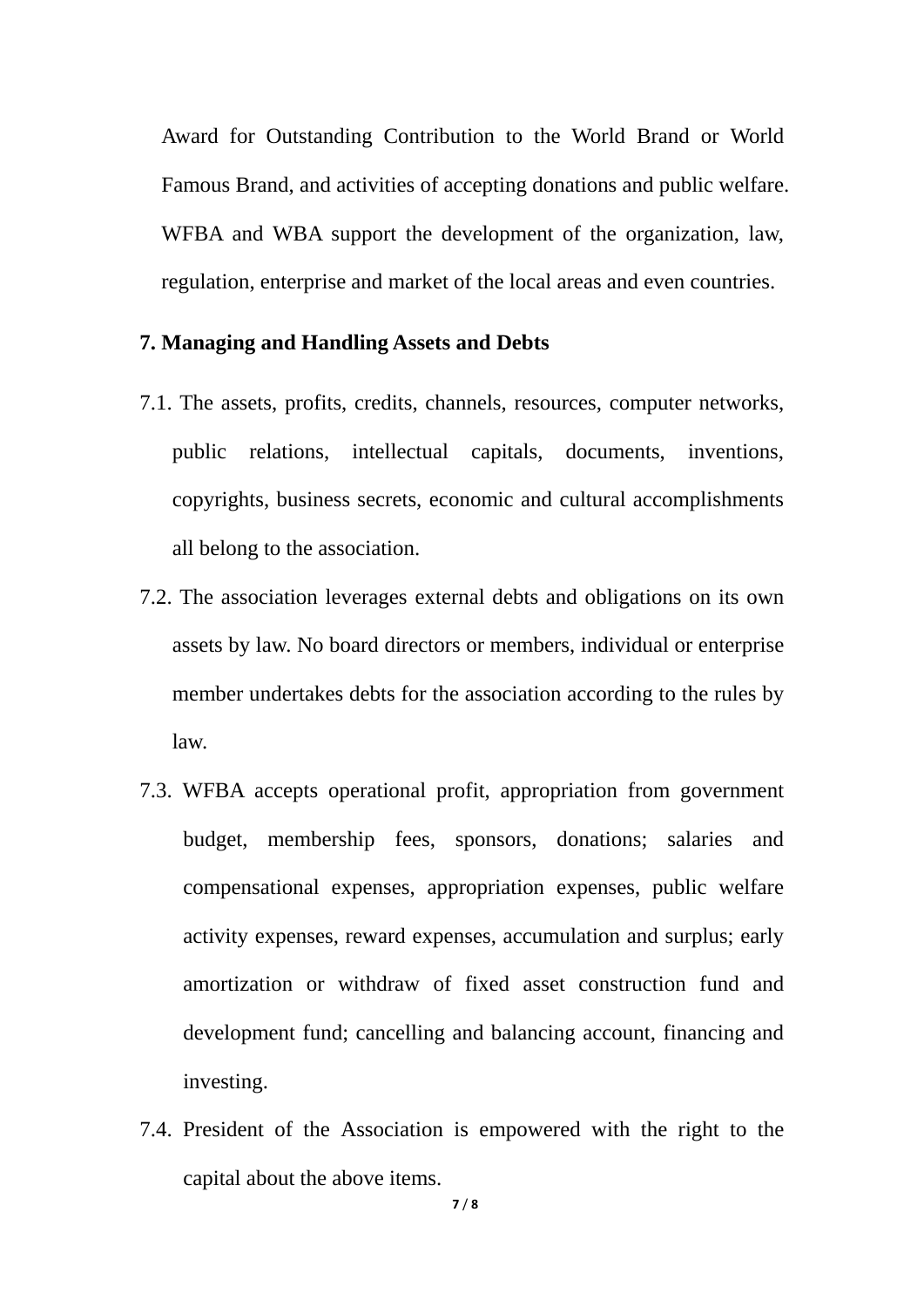Award for Outstanding Contribution to the World Brand or World Famous Brand, and activities of accepting donations and public welfare. WFBA and WBA support the development of the organization, law, regulation, enterprise and market of the local areas and even countries.

**7. Managing and Handling Assets and Debts**

7.1. The assets, profits, credits, channels, resources, computer networks, public relations, intellectual capitals, documents, inventions, copyrights, business secrets, economic and cultural accomplishments all belong to the association.

7.2. The association leverages external debts and obligations on its own assets by law. No board directors or members, individual or enterprise member undertakes debts for the association according to the rules by law.

7.3. WFBA accepts operational profit, appropriation from government budget, membership fees, sponsors, donations; salaries and compensational expenses, appropriation expenses, public welfare activity expenses, reward expenses, accumulation and surplus; early amortization or withdraw of fixed asset construction fund and development fund; cancelling and balancing account, financing and investing.

7.4. President of the Association is empowered with the right to the capital about the above items.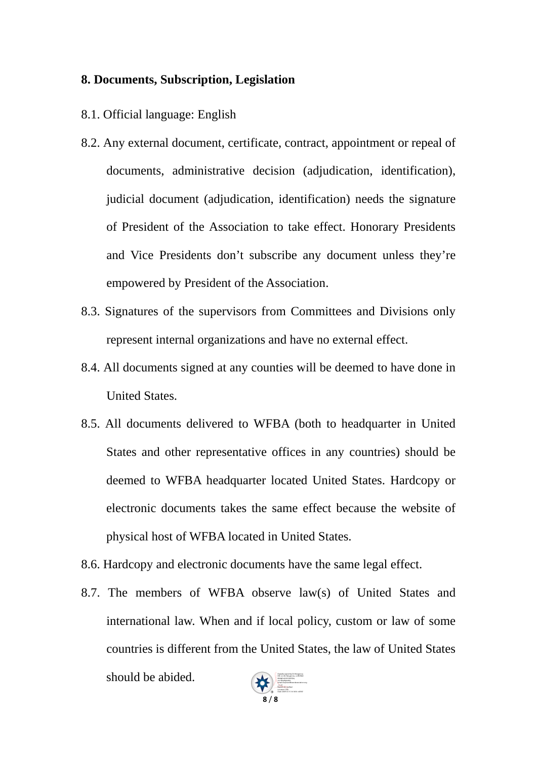## 8. Documents, Subscription, Legislation

8.1. Official language: English

8.2. Any external document, certificate, contract, appointment or repeal of documents, administrative decision (adjudication, identification), judicial document (adjudication, identification) needs the signature of President of the Association to take effect. Honorary Presidents and Vice Presidents don't subscribe any document unless they're empowered by President of the Association.

8.3. Signatures of the supervisors from Committees and Divisions only represent internal organizations and have no external effect.

8.4. All documents signed at any counties will be deemed to have done in United States.

8.5. All documents delivered to WFBA (both to headquarter in United States and other representative offices in any countries) should be deemed to WFBA headquarter located United States. Hardcopy or electronic documents takes the same effect because the website of physical host of WFBA located in United States.

8.6. Hardcopy and electronic documents have the same legal effect.

8.7. The members of WFBA observe law(s) of United States and international law. When and if local policy, custom or law of some countries is different from the United States, the law of United States should be abided.